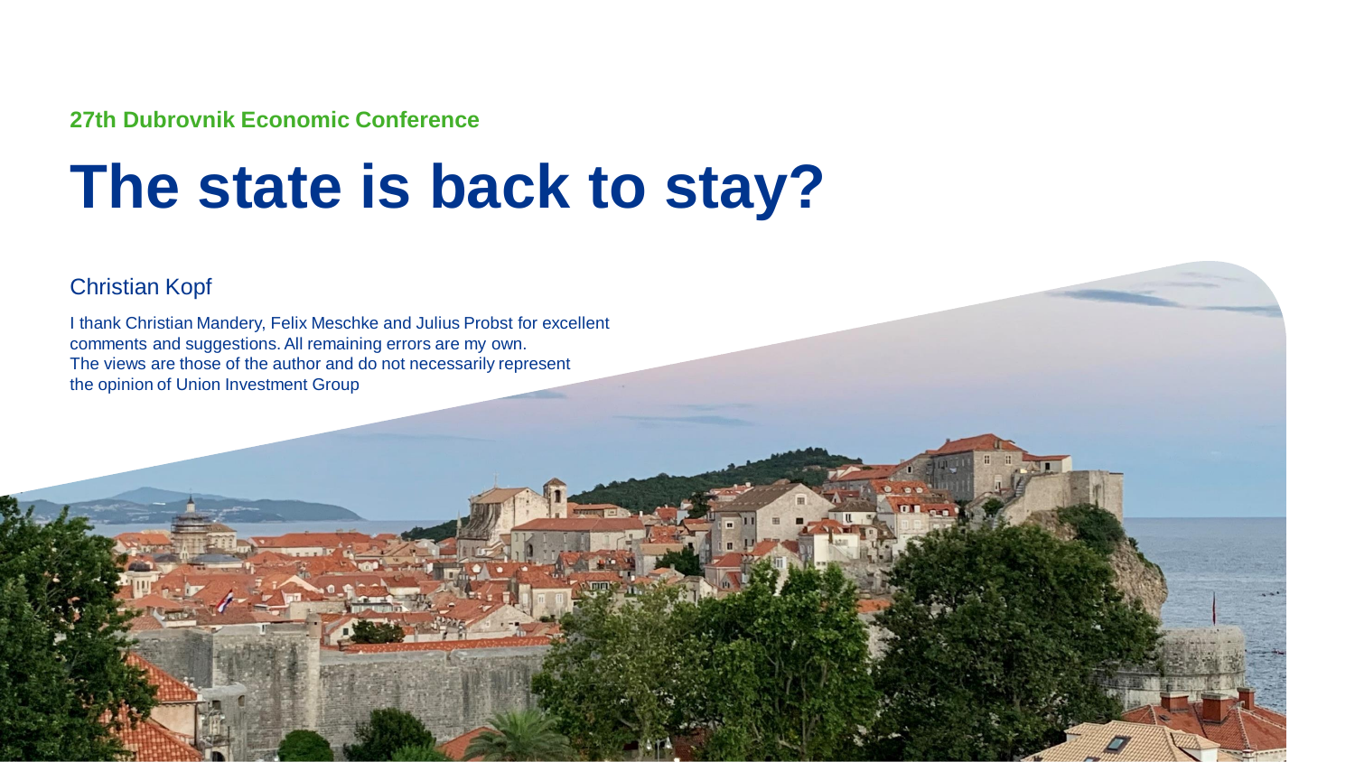27th Dubrovnik Economic Conference

# The state is back to stay?

Christian Kopf

I thank Christian Mandery, Felix Meschke and Julius Probst for excellent comments and suggestions. All remaining errors are my own.
The views are those of the author and do not necessarily represent the opinion of Union Investment Group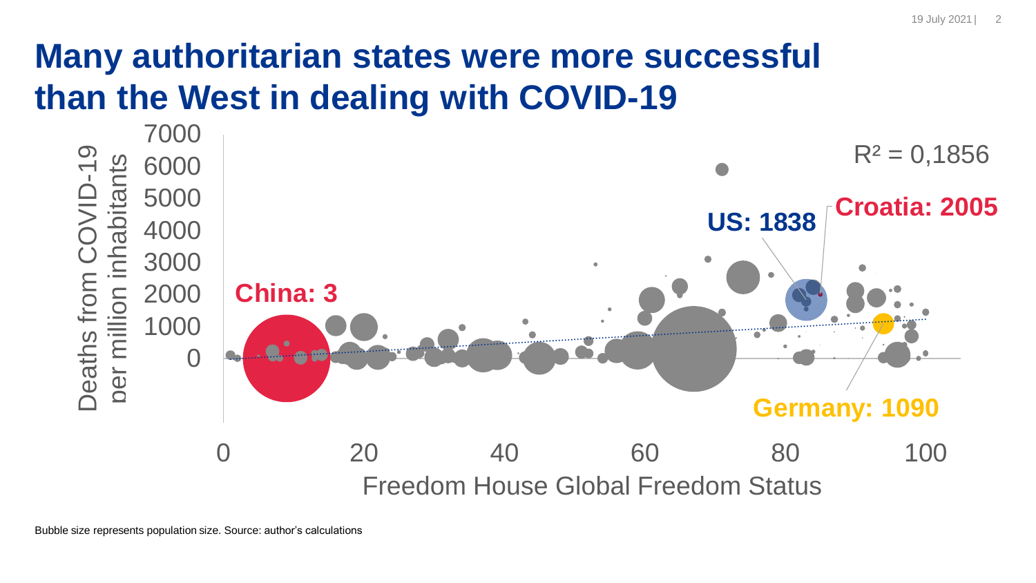# Many authoritarian states were more successful than the West in dealing with COVID-19

Deaths from COVID-19 per million inhabitants

$R^2 = 0{,}1856$

China: 3

US: 1838

Croatia: 2005

Germany: 1090

Freedom House Global Freedom Status

Bubble size represents population size. Source: author's calculations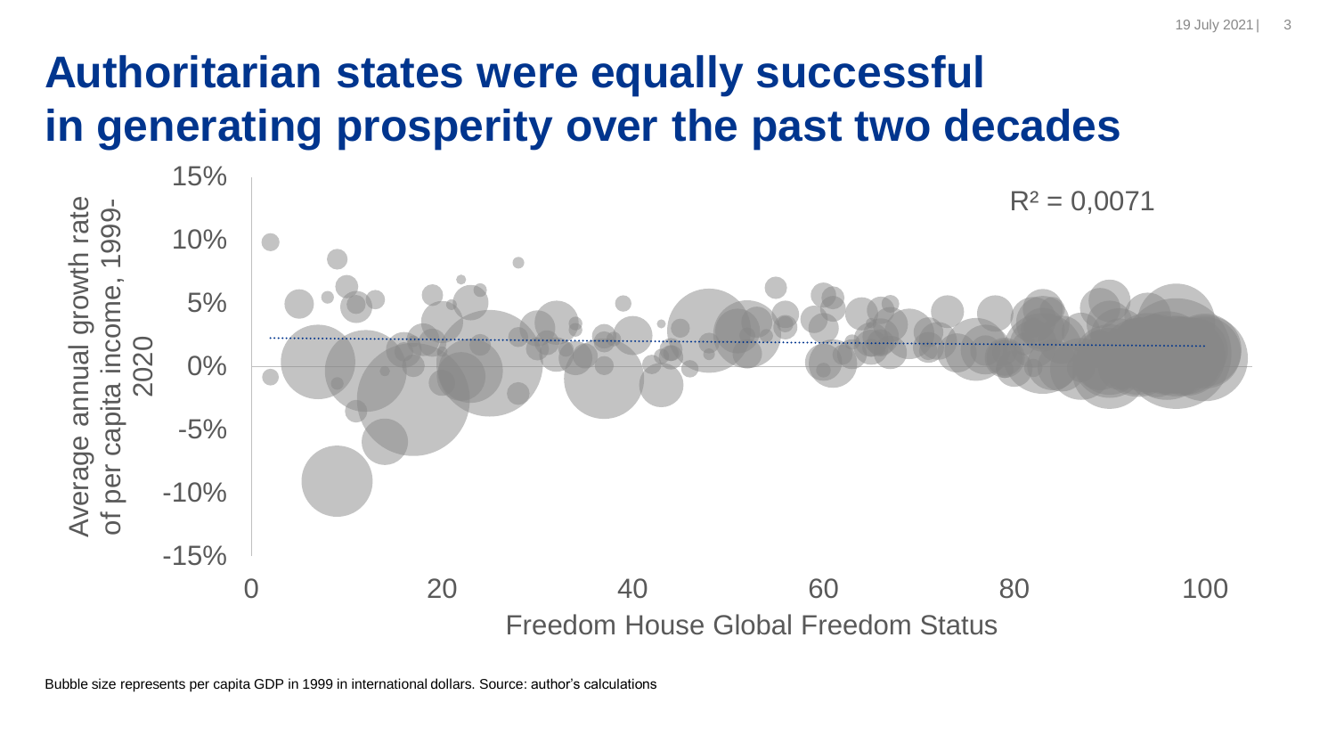# Authoritarian states were equally successful in generating prosperity over the past two decades

Average annual growth rate of per capita income, 1999-2020

15%
10%
5%
0%
-5%
-10%
-15%

$R^2 = 0{,}0071$

0 20 40 60 80 100

Freedom House Global Freedom Status

Bubble size represents per capita GDP in 1999 in international dollars. Source: author's calculations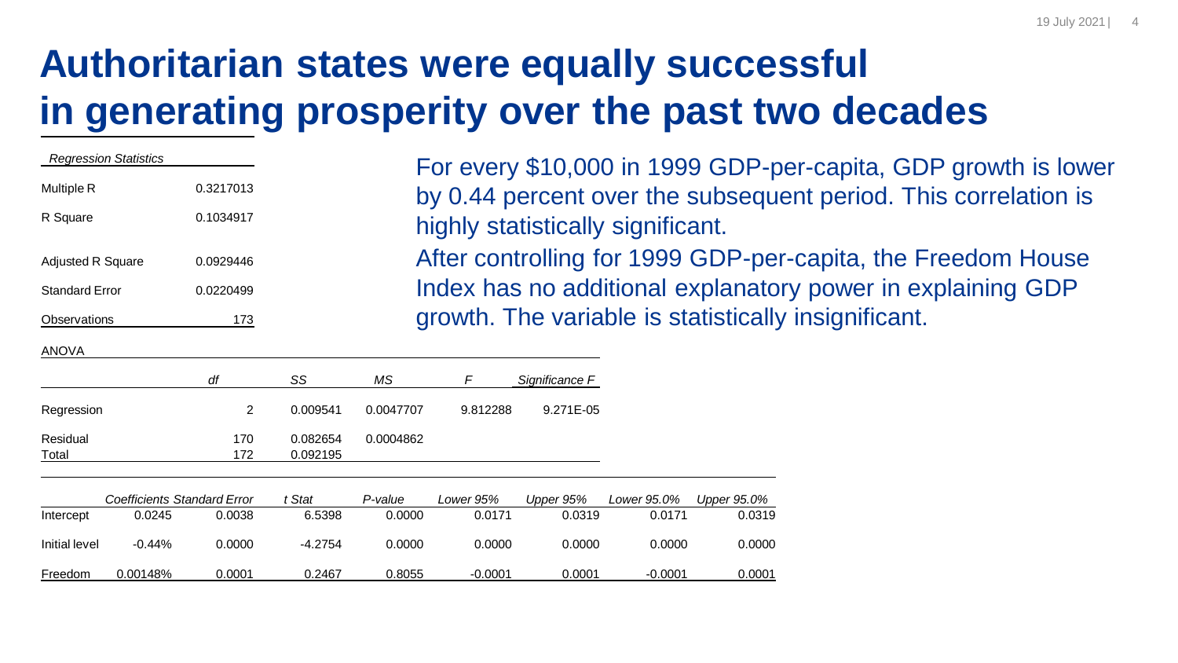# Authoritarian states were equally successful in generating prosperity over the past two decades

| *Regression Statistics* | |
|---|---|
| Multiple R | 0.3217013 |
| R Square | 0.1034917 |
| Adjusted R Square | 0.0929446 |
| Standard Error | 0.0220499 |
| Observations | 173 |

ANOVA

| | *df* | *SS* | *MS* | *F* | *Significance F* |
|---|---|---|---|---|---|
| Regression | 2 | 0.009541 | 0.0047707 | 9.812288 | 9.271E-05 |
| Residual | 170 | 0.082654 | 0.0004862 | | |
| Total | 172 | 0.092195 | | | |

| | *Coefficients* | *Standard Error* | *t Stat* | *P-value* | *Lower 95%* | *Upper 95%* | *Lower 95.0%* | *Upper 95.0%* |
|---|---|---|---|---|---|---|---|---|
| Intercept | 0.0245 | 0.0038 | 6.5398 | 0.0000 | 0.0171 | 0.0319 | 0.0171 | 0.0319 |
| Initial level | -0.44% | 0.0000 | -4.2754 | 0.0000 | 0.0000 | 0.0000 | 0.0000 | 0.0000 |
| Freedom | 0.00148% | 0.0001 | 0.2467 | 0.8055 | -0.0001 | 0.0001 | -0.0001 | 0.0001 |

For every $10,000 in 1999 GDP-per-capita, GDP growth is lower by 0.44 percent over the subsequent period. This correlation is highly statistically significant.

After controlling for 1999 GDP-per-capita, the Freedom House Index has no additional explanatory power in explaining GDP growth. The variable is statistically insignificant.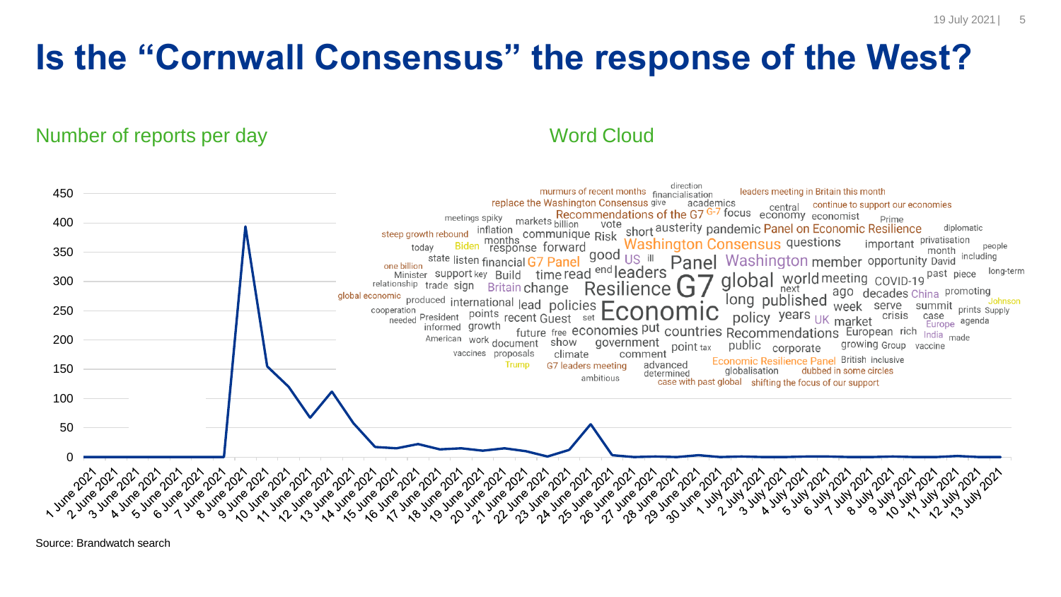# Is the "Cornwall Consensus" the response of the West?

Number of reports per day

Word Cloud

Source: Brandwatch search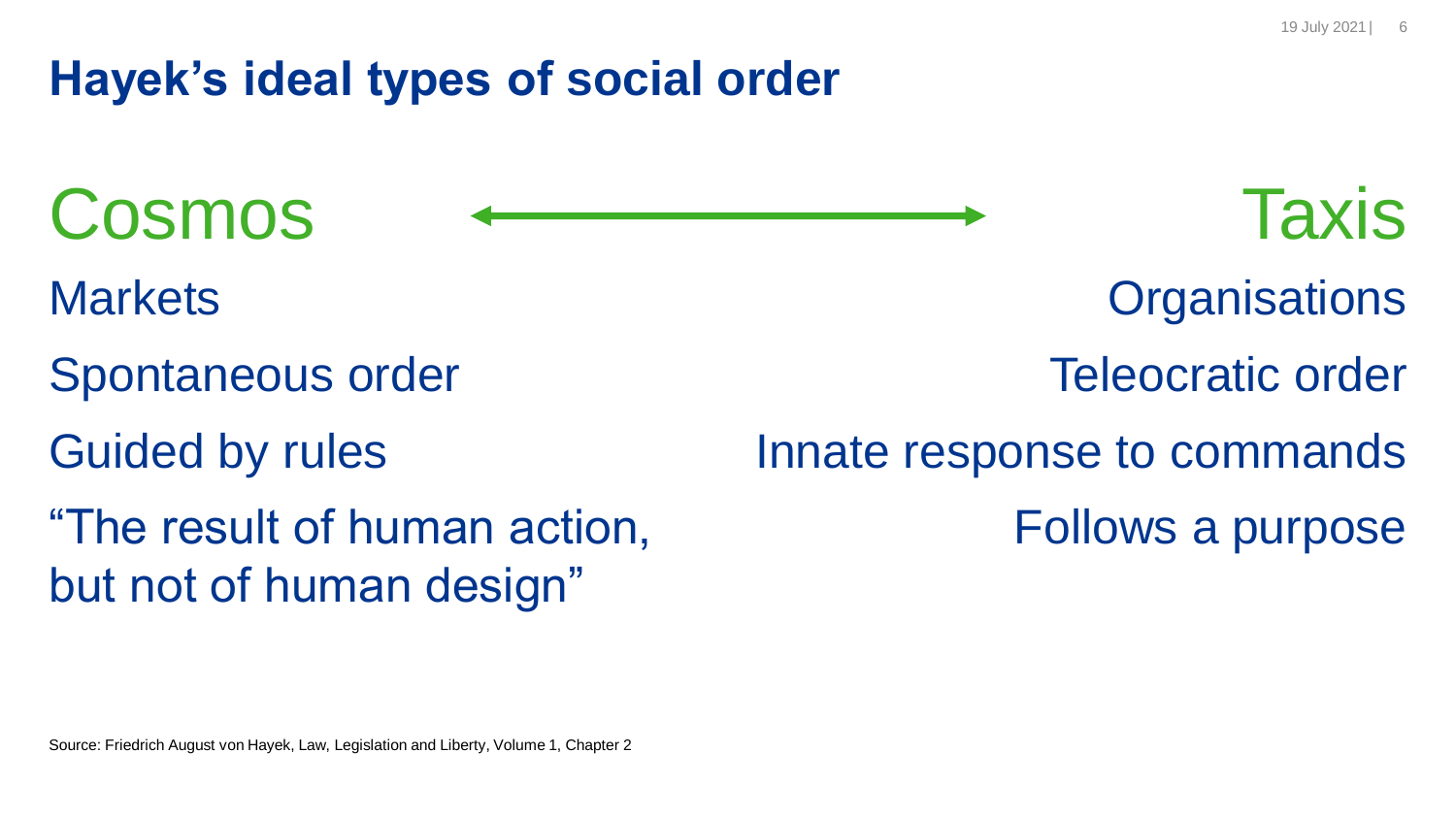# Hayek's ideal types of social order

| Cosmos | Taxis |
| --- | --- |
| Markets | Organisations |
| Spontaneous order | Teleocratic order |
| Guided by rules | Innate response to commands |
| "The result of human action, but not of human design" | Follows a purpose |

Source: Friedrich August von Hayek, Law, Legislation and Liberty, Volume 1, Chapter 2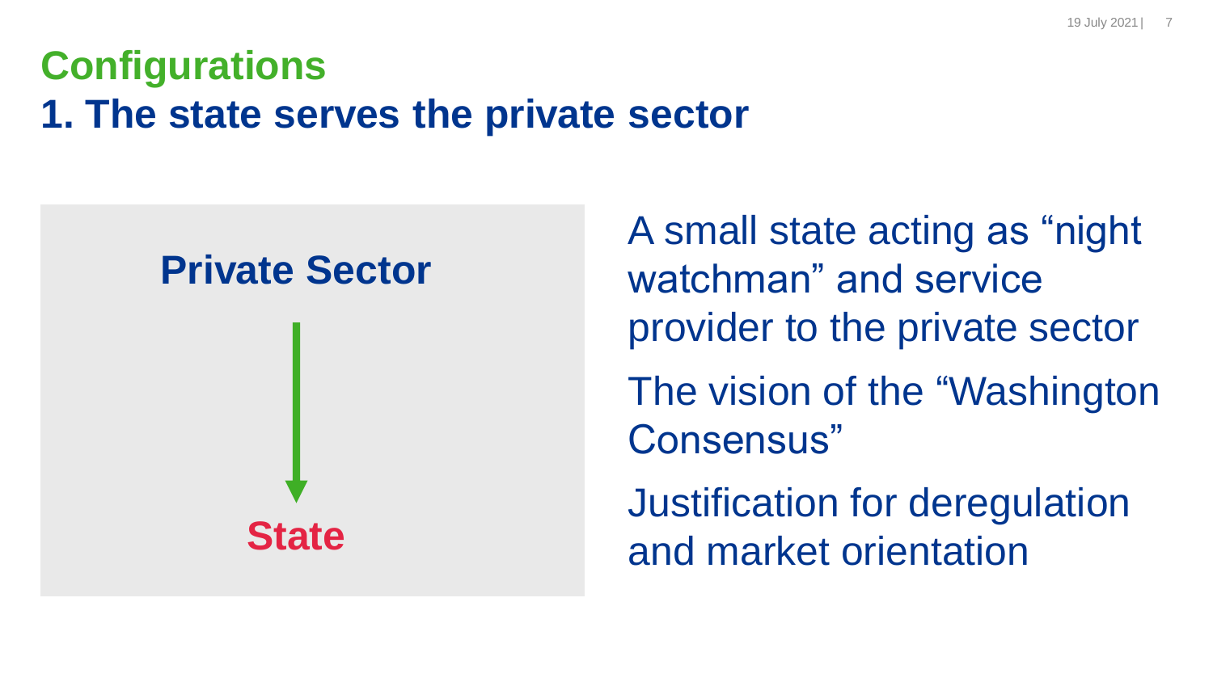# Configurations

## 1. The state serves the private sector

**Private Sector**

↓

**State**

A small state acting as "night watchman" and service provider to the private sector

The vision of the "Washington Consensus"

Justification for deregulation and market orientation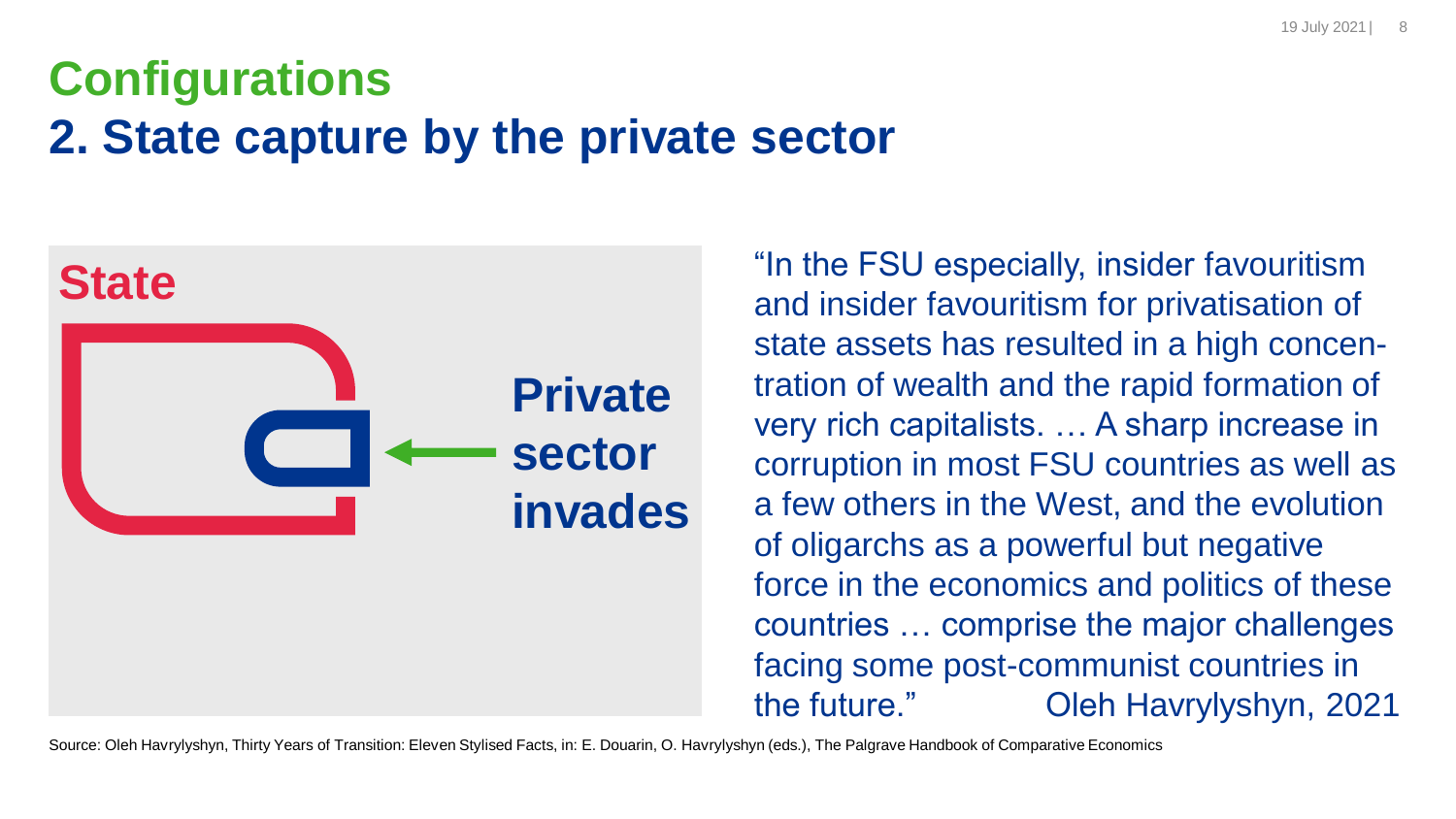# Configurations

## 2. State capture by the private sector

**State**

**Private sector invades**

"In the FSU especially, insider favouritism and insider favouritism for privatisation of state assets has resulted in a high concentration of wealth and the rapid formation of very rich capitalists. … A sharp increase in corruption in most FSU countries as well as a few others in the West, and the evolution of oligarchs as a powerful but negative force in the economics and politics of these countries … comprise the major challenges facing some post-communist countries in the future." Oleh Havrylyshyn, 2021

Source: Oleh Havrylyshyn, Thirty Years of Transition: Eleven Stylised Facts, in: E. Douarin, O. Havrylyshyn (eds.), The Palgrave Handbook of Comparative Economics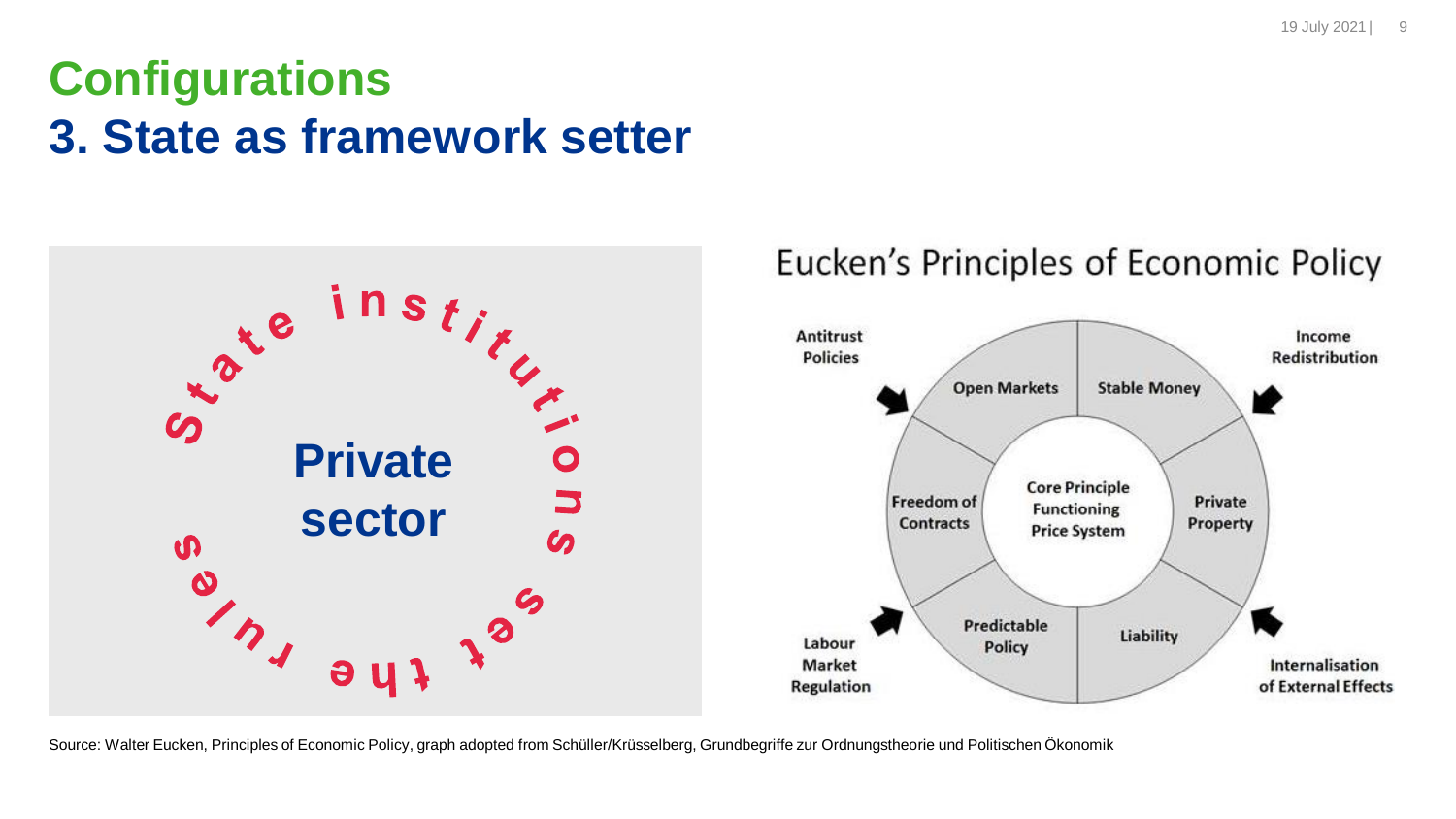# Configurations

## 3. State as framework setter

State institutions set the rules

**Private sector**

### Eucken's Principles of Economic Policy

Antitrust Policies

Income Redistribution

Open Markets

Stable Money

Freedom of Contracts

Core Principle Functioning Price System

Private Property

Predictable Policy

Liability

Labour Market Regulation

Internalisation of External Effects

Source: Walter Eucken, Principles of Economic Policy, graph adopted from Schüller/Krüsselberg, Grundbegriffe zur Ordnungstheorie und Politischen Ökonomik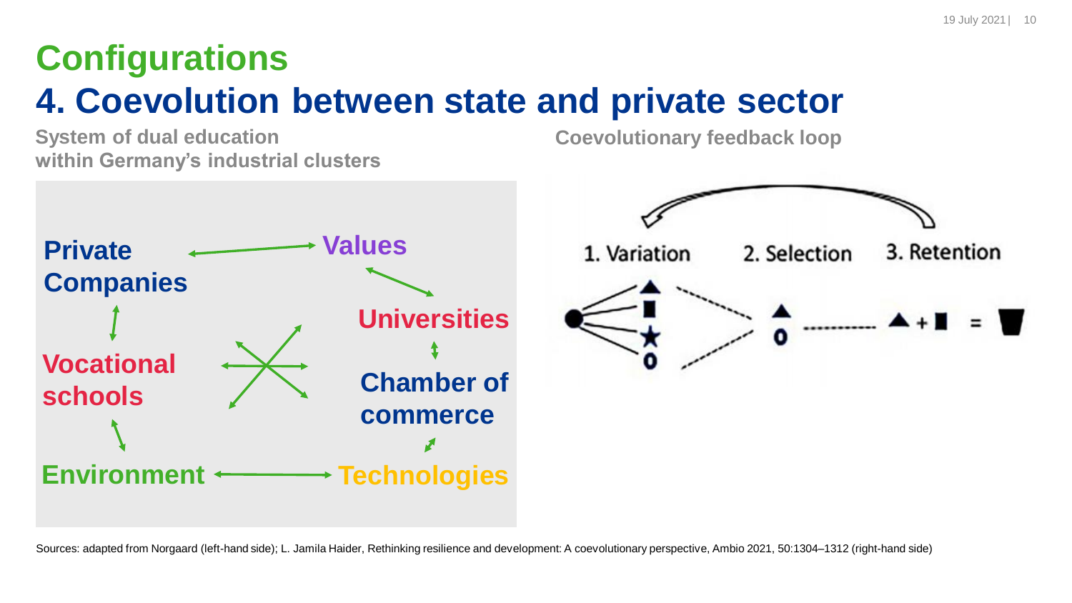# Configurations

## 4. Coevolution between state and private sector

**System of dual education within Germany's industrial clusters**

Private Companies

Values

Universities

Vocational schools

Chamber of commerce

Environment

Technologies

**Coevolutionary feedback loop**

1. Variation 2. Selection 3. Retention

Sources: adapted from Norgaard (left-hand side); L. Jamila Haider, Rethinking resilience and development: A coevolutionary perspective, Ambio 2021, 50:1304–1312 (right-hand side)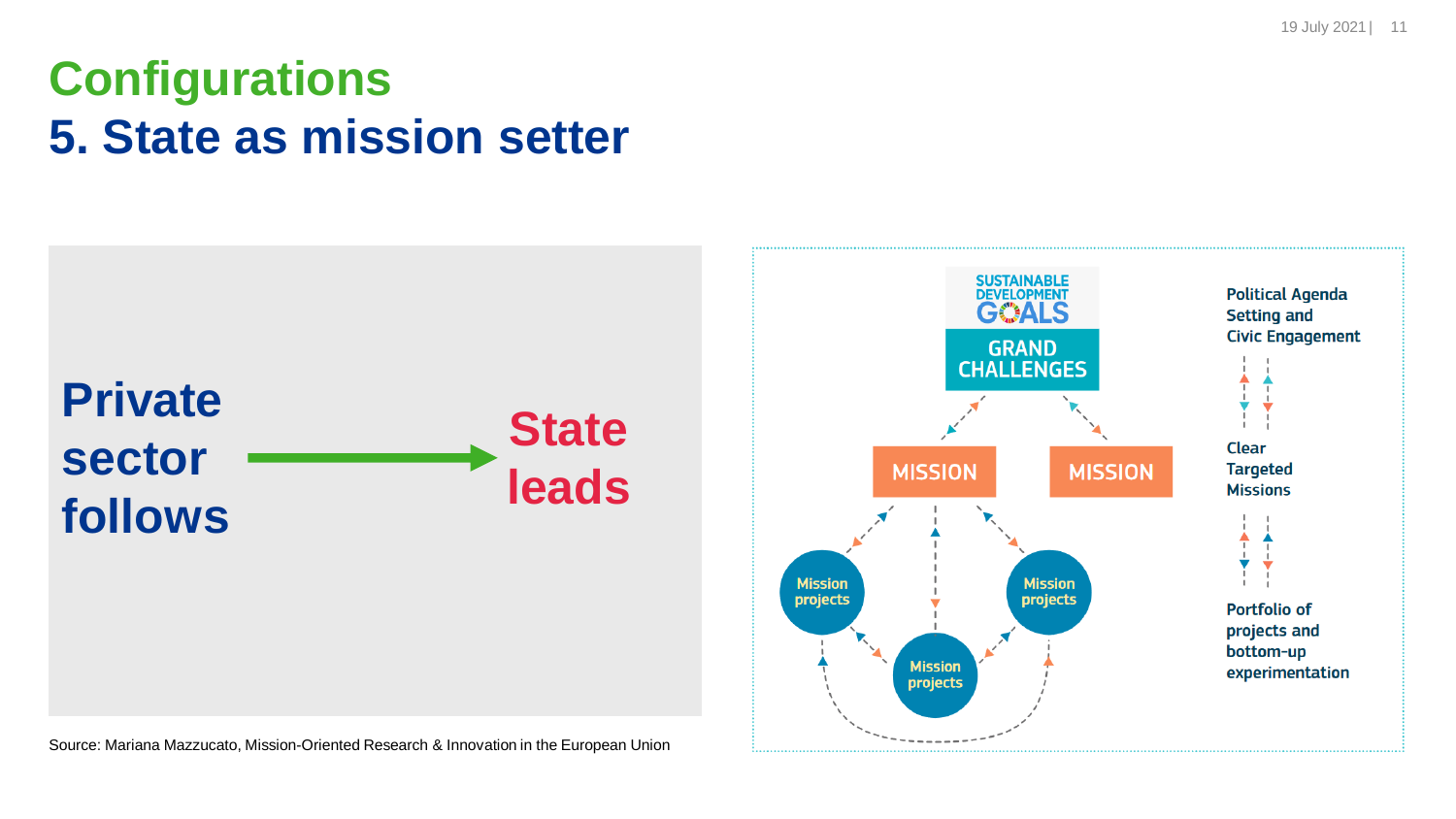# Configurations

## 5. State as mission setter

**Private sector follows** → **State leads**

SUSTAINABLE DEVELOPMENT GOALS

GRAND CHALLENGES

MISSION

MISSION

Mission projects

Mission projects

Mission projects

Political Agenda Setting and Civic Engagement

Clear Targeted Missions

Portfolio of projects and bottom-up experimentation

Source: Mariana Mazzucato, Mission-Oriented Research & Innovation in the European Union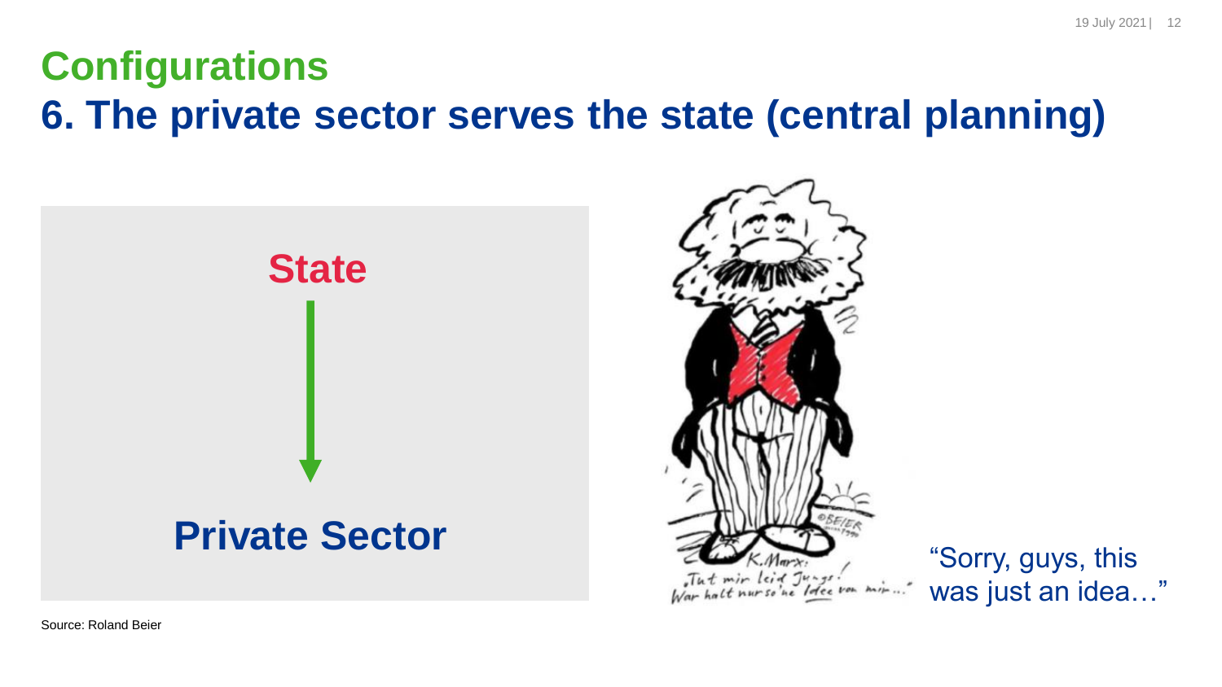# Configurations

## 6. The private sector serves the state (central planning)

**State**

↓

**Private Sector**

„Tut mir leid Jungs! War halt nur so'ne Idee von mir..."

"Sorry, guys, this was just an idea…"

Source: Roland Beier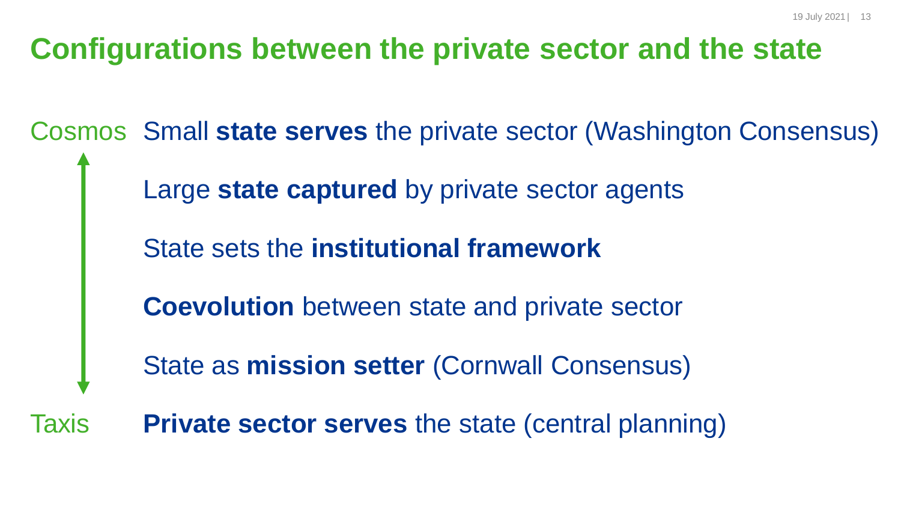# Configurations between the private sector and the state

Cosmos

- Small **state serves** the private sector (Washington Consensus)
- Large **state captured** by private sector agents
- State sets the **institutional framework**
- **Coevolution** between state and private sector
- State as **mission setter** (Cornwall Consensus)
- **Private sector serves** the state (central planning)

Taxis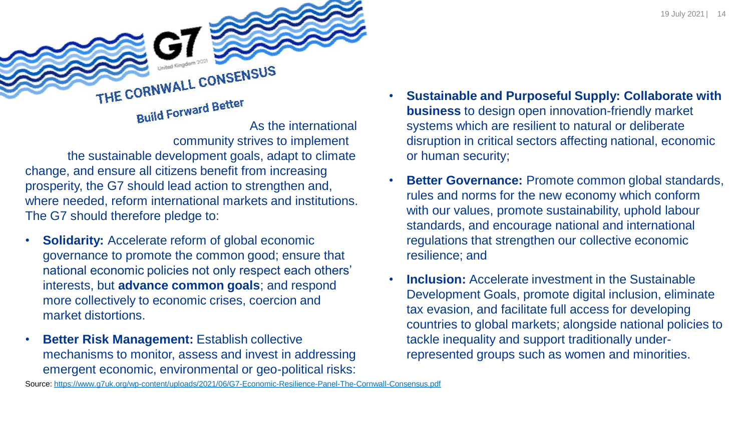# THE CORNWALL CONSENSUS

## Build Forward Better

As the international community strives to implement the sustainable development goals, adapt to climate change, and ensure all citizens benefit from increasing prosperity, the G7 should lead action to strengthen and, where needed, reform international markets and institutions. The G7 should therefore pledge to:

- **Solidarity:** Accelerate reform of global economic governance to promote the common good; ensure that national economic policies not only respect each others' interests, but **advance common goals**; and respond more collectively to economic crises, coercion and market distortions.
- **Better Risk Management:** Establish collective mechanisms to monitor, assess and invest in addressing emergent economic, environmental or geo-political risks:
- **Sustainable and Purposeful Supply: Collaborate with business** to design open innovation-friendly market systems which are resilient to natural or deliberate disruption in critical sectors affecting national, economic or human security;
- **Better Governance:** Promote common global standards, rules and norms for the new economy which conform with our values, promote sustainability, uphold labour standards, and encourage national and international regulations that strengthen our collective economic resilience; and
- **Inclusion:** Accelerate investment in the Sustainable Development Goals, promote digital inclusion, eliminate tax evasion, and facilitate full access for developing countries to global markets; alongside national policies to tackle inequality and support traditionally under-represented groups such as women and minorities.

Source: https://www.g7uk.org/wp-content/uploads/2021/06/G7-Economic-Resilience-Panel-The-Cornwall-Consensus.pdf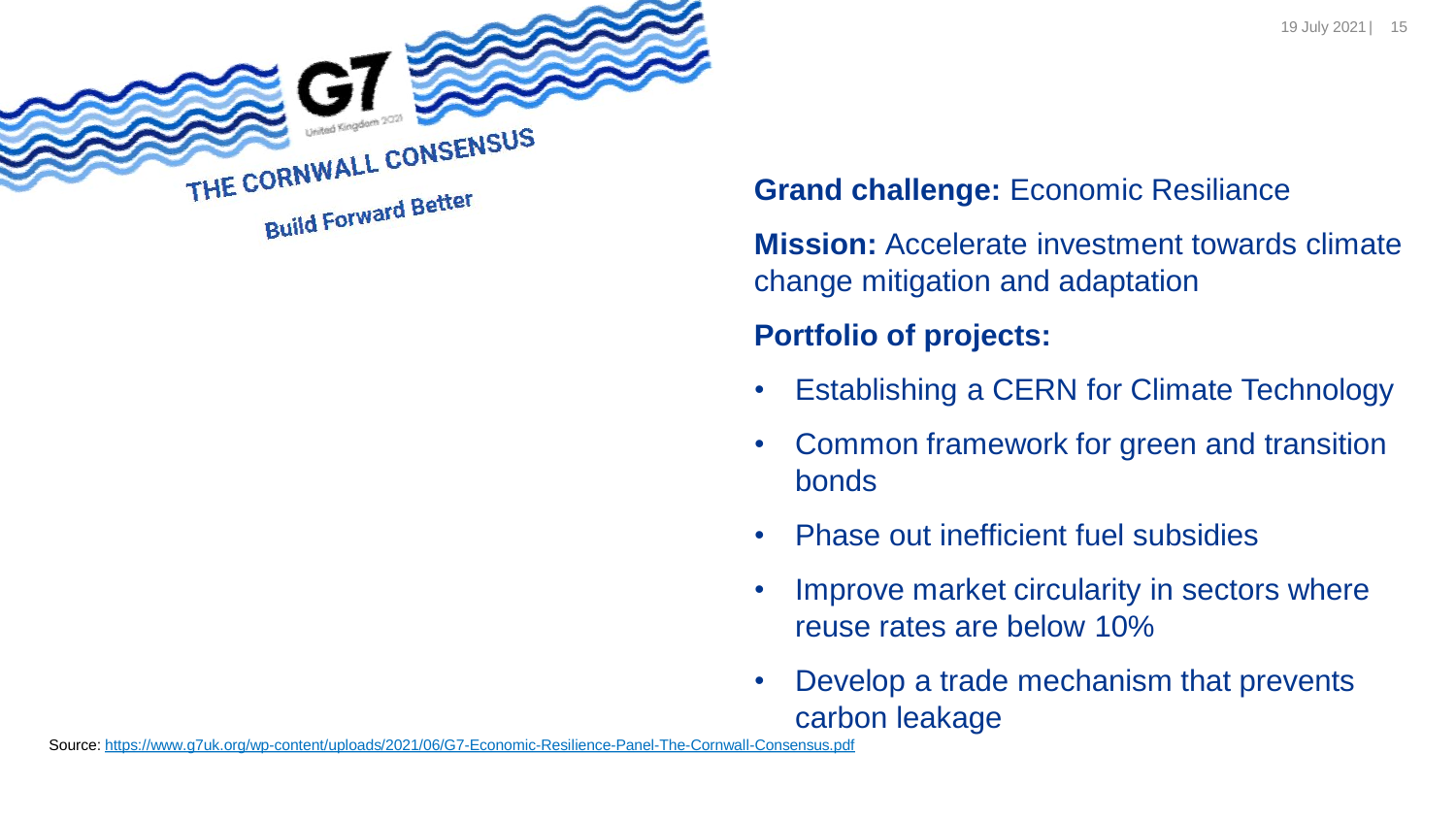THE CORNWALL CONSENSUS

Build Forward Better

**Grand challenge:** Economic Resiliance

**Mission:** Accelerate investment towards climate change mitigation and adaptation

**Portfolio of projects:**

- Establishing a CERN for Climate Technology
- Common framework for green and transition bonds
- Phase out inefficient fuel subsidies
- Improve market circularity in sectors where reuse rates are below 10%
- Develop a trade mechanism that prevents carbon leakage

Source: https://www.g7uk.org/wp-content/uploads/2021/06/G7-Economic-Resilience-Panel-The-Cornwall-Consensus.pdf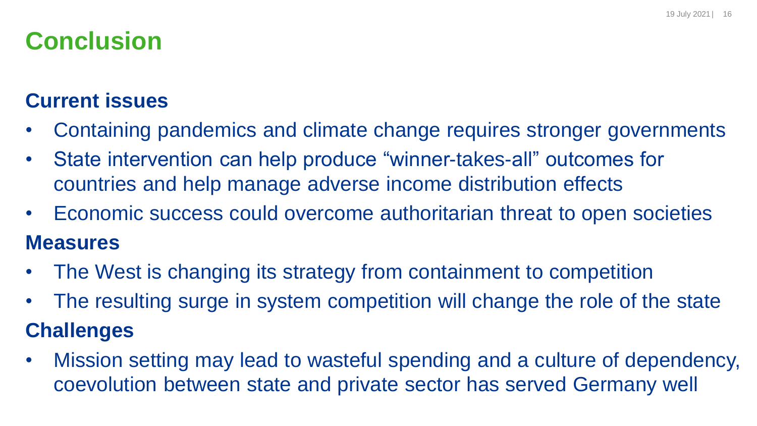# Conclusion

## Current issues

- Containing pandemics and climate change requires stronger governments
- State intervention can help produce "winner-takes-all" outcomes for countries and help manage adverse income distribution effects
- Economic success could overcome authoritarian threat to open societies

## Measures

- The West is changing its strategy from containment to competition
- The resulting surge in system competition will change the role of the state

## Challenges

- Mission setting may lead to wasteful spending and a culture of dependency, coevolution between state and private sector has served Germany well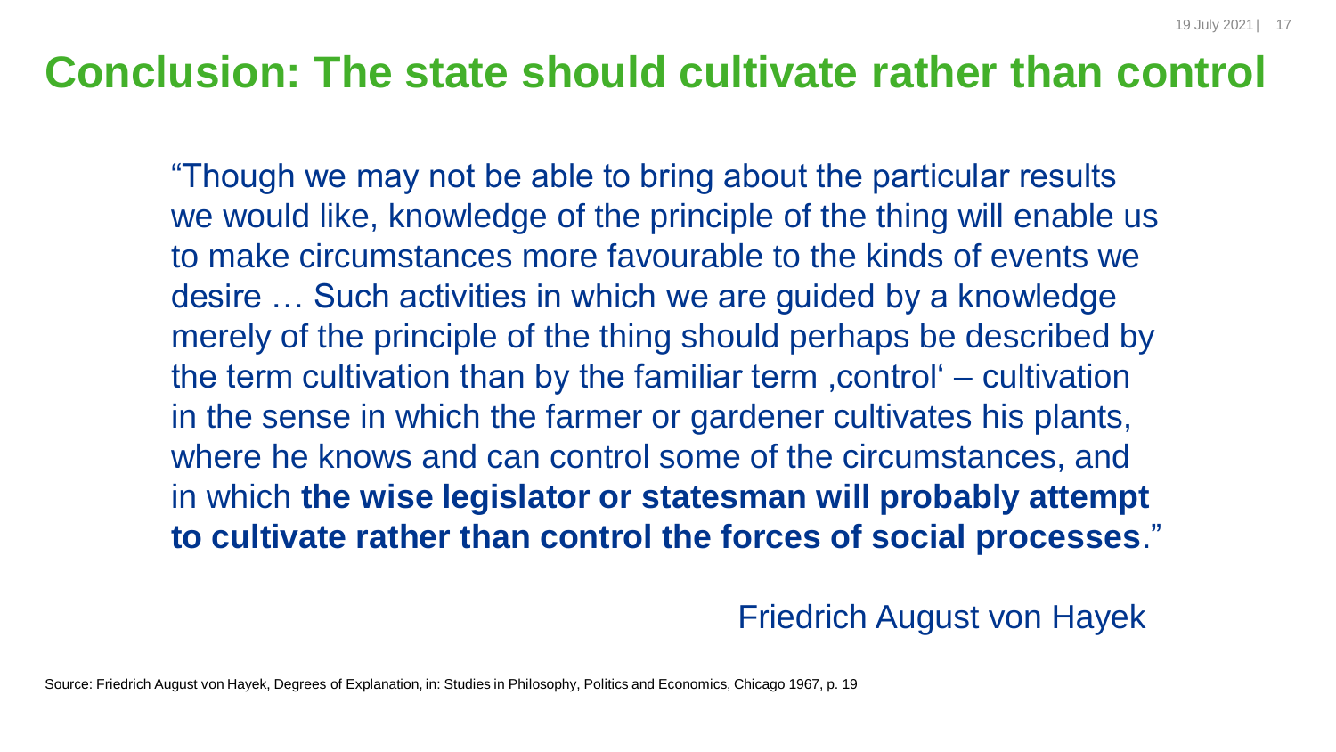# Conclusion: The state should cultivate rather than control

"Though we may not be able to bring about the particular results we would like, knowledge of the principle of the thing will enable us to make circumstances more favourable to the kinds of events we desire … Such activities in which we are guided by a knowledge merely of the principle of the thing should perhaps be described by the term cultivation than by the familiar term ‚control' – cultivation in the sense in which the farmer or gardener cultivates his plants, where he knows and can control some of the circumstances, and in which **the wise legislator or statesman will probably attempt to cultivate rather than control the forces of social processes**."

Friedrich August von Hayek

Source: Friedrich August von Hayek, Degrees of Explanation, in: Studies in Philosophy, Politics and Economics, Chicago 1967, p. 19